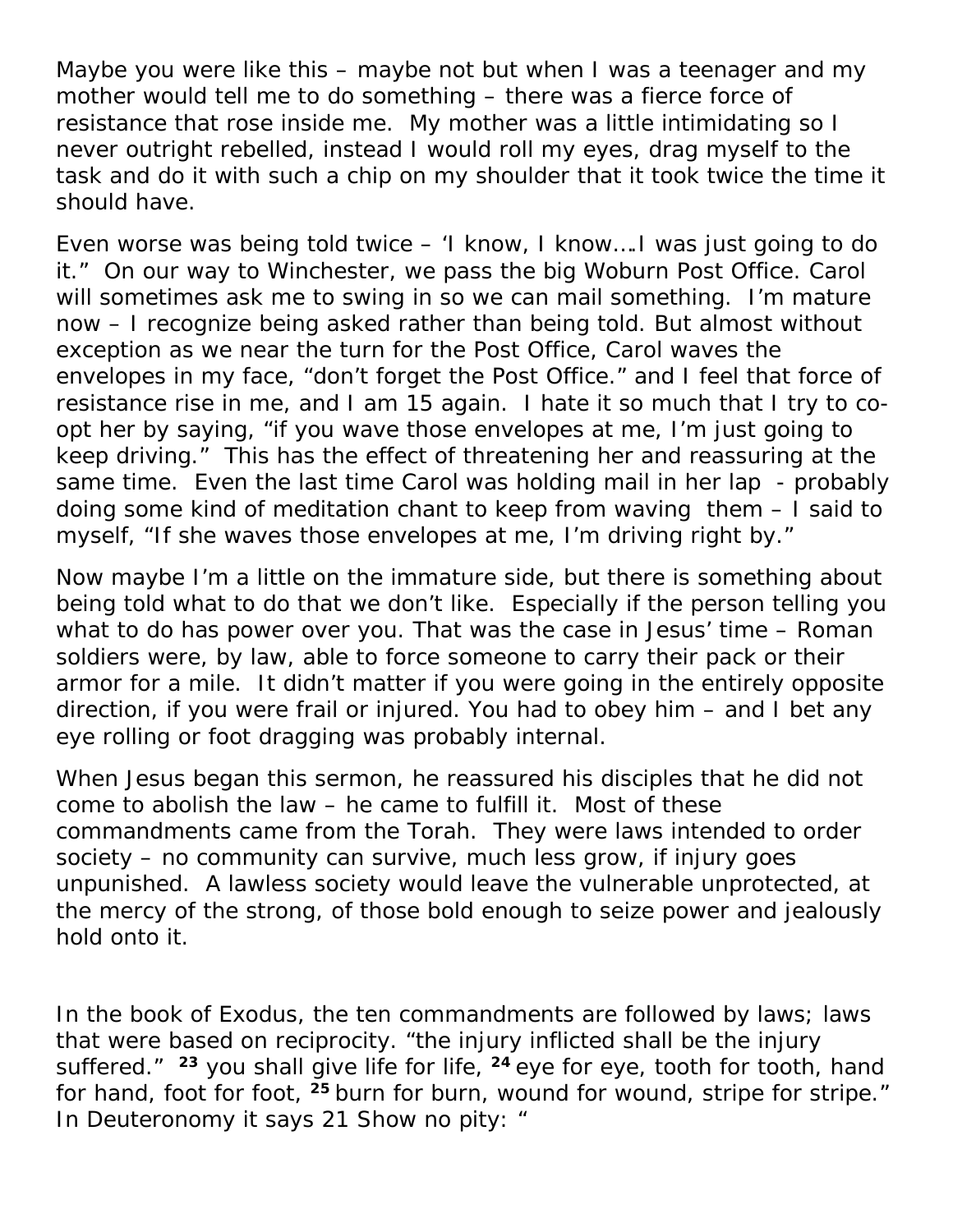Maybe you were like this – maybe not but when I was a teenager and my mother would tell me to do something – there was a fierce force of resistance that rose inside me. My mother was a little intimidating so I never outright rebelled, instead I would roll my eyes, drag myself to the task and do it with such a chip on my shoulder that it took twice the time it should have.

Even worse was being told twice – 'I know, I know….I was just going to do it." On our way to Winchester, we pass the big Woburn Post Office. Carol will sometimes ask me to swing in so we can mail something. I'm mature now – I recognize being asked rather than being told. But almost without exception as we near the turn for the Post Office, Carol waves the envelopes in my face, "don't forget the Post Office." and I feel that force of resistance rise in me, and I am 15 again. I hate it so much that I try to co-opt her by saying, "if you wave those envelopes at me, I'm just going to keep driving." This has the effect of threatening her and reassuring at the same time. Even the last time Carol was holding mail in her lap - probably doing some kind of meditation chant to keep from waving them – I said to myself, "If she waves those envelopes at me, I'm driving right by."

Now maybe I'm a little on the immature side, but there is something about being told what to do that we don't like. Especially if the person telling you what to do has power over you. That was the case in Jesus' time – Roman soldiers were, by law, able to force someone to carry their pack or their armor for a mile. It didn't matter if you were going in the entirely opposite direction, if you were frail or injured. You had to obey him – and I bet any eye rolling or foot dragging was probably internal.

When Jesus began this sermon, he reassured his disciples that he did not come to abolish the law – he came to fulfill it. Most of these commandments came from the Torah. They were laws intended to order society – no community can survive, much less grow, if injury goes unpunished. A lawless society would leave the vulnerable unprotected, at the mercy of the strong, of those bold enough to seize power and jealously hold onto it.

In the book of Exodus, the ten commandments are followed by laws; laws that were based on reciprocity. "the injury inflicted shall be the injury suffered." **23** you shall give life for life, **24** eye for eye, tooth for tooth, hand for hand, foot for foot, **25** burn for burn, wound for wound, stripe for stripe." In Deuteronomy it says 21 Show no pity: "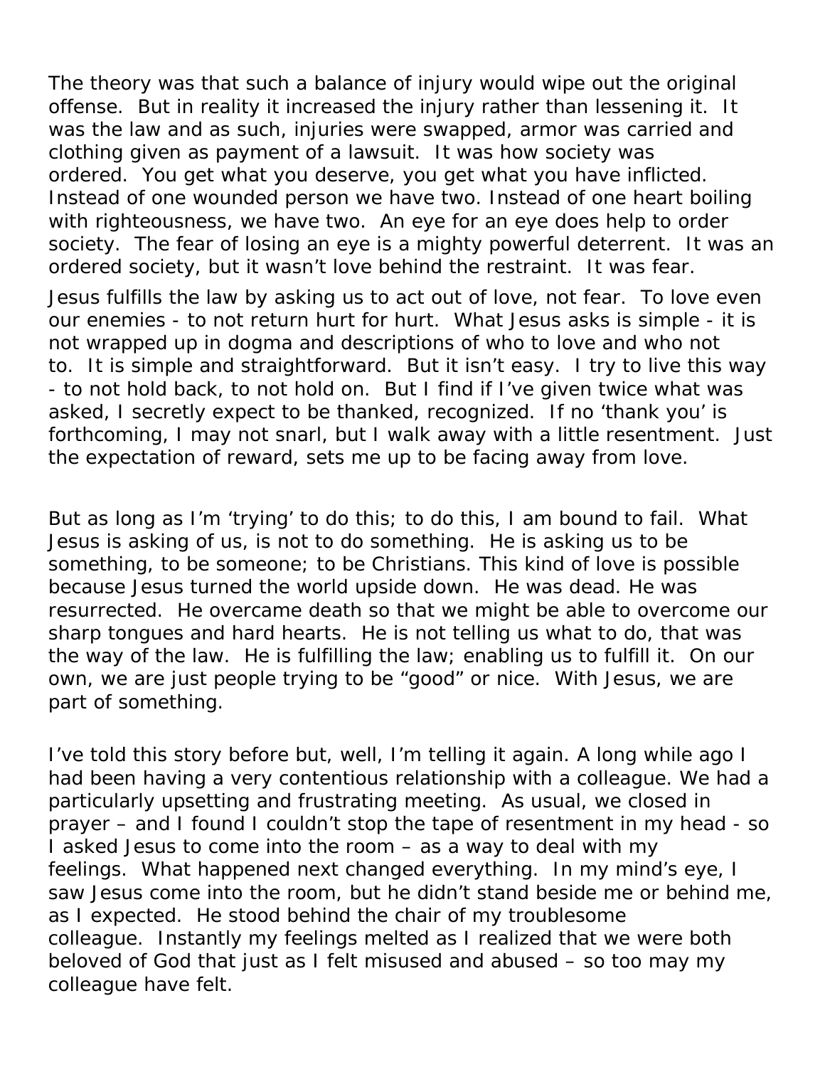The theory was that such a balance of injury would wipe out the original offense. But in reality it increased the injury rather than lessening it. It was the law and as such, injuries were swapped, armor was carried and clothing given as payment of a lawsuit. It was how society was ordered. You get what you deserve, you get what you have inflicted. Instead of one wounded person we have two. Instead of one heart boiling with righteousness, we have two. An eye for an eye does help to order society. The fear of losing an eye is a mighty powerful deterrent. It was an ordered society, but it wasn't love behind the restraint. It was fear.

Jesus fulfills the law by asking us to act out of love, not fear. To love even our enemies - to not return hurt for hurt. What Jesus asks is simple - it is not wrapped up in dogma and descriptions of who to love and who not to. It is simple and straightforward. But it isn't easy. I try to live this way - to not hold back, to not hold on. But I find if I've given twice what was asked, I secretly expect to be thanked, recognized. If no 'thank you' is forthcoming, I may not snarl, but I walk away with a little resentment. Just the expectation of reward, sets me up to be facing away from love.

But as long as I'm 'trying' to do this; to do this, I am bound to fail. What Jesus is asking of us, is not to do something. He is asking us to be something, to be someone; to be Christians. This kind of love is possible because Jesus turned the world upside down. He was dead. He was resurrected. He overcame death so that we might be able to overcome our sharp tongues and hard hearts. He is not telling us what to do, that was the way of the law. He is fulfilling the law; enabling us to fulfill it. On our own, we are just people trying to be "good" or nice. With Jesus, we are part of something.

I've told this story before but, well, I'm telling it again. A long while ago I had been having a very contentious relationship with a colleague. We had a particularly upsetting and frustrating meeting. As usual, we closed in prayer – and I found I couldn't stop the tape of resentment in my head - so I asked Jesus to come into the room – as a way to deal with my feelings. What happened next changed everything. In my mind's eye, I saw Jesus come into the room, but he didn't stand beside me or behind me, as I expected. He stood behind the chair of my troublesome colleague. Instantly my feelings melted as I realized that we were both beloved of God that just as I felt misused and abused – so too may my colleague have felt.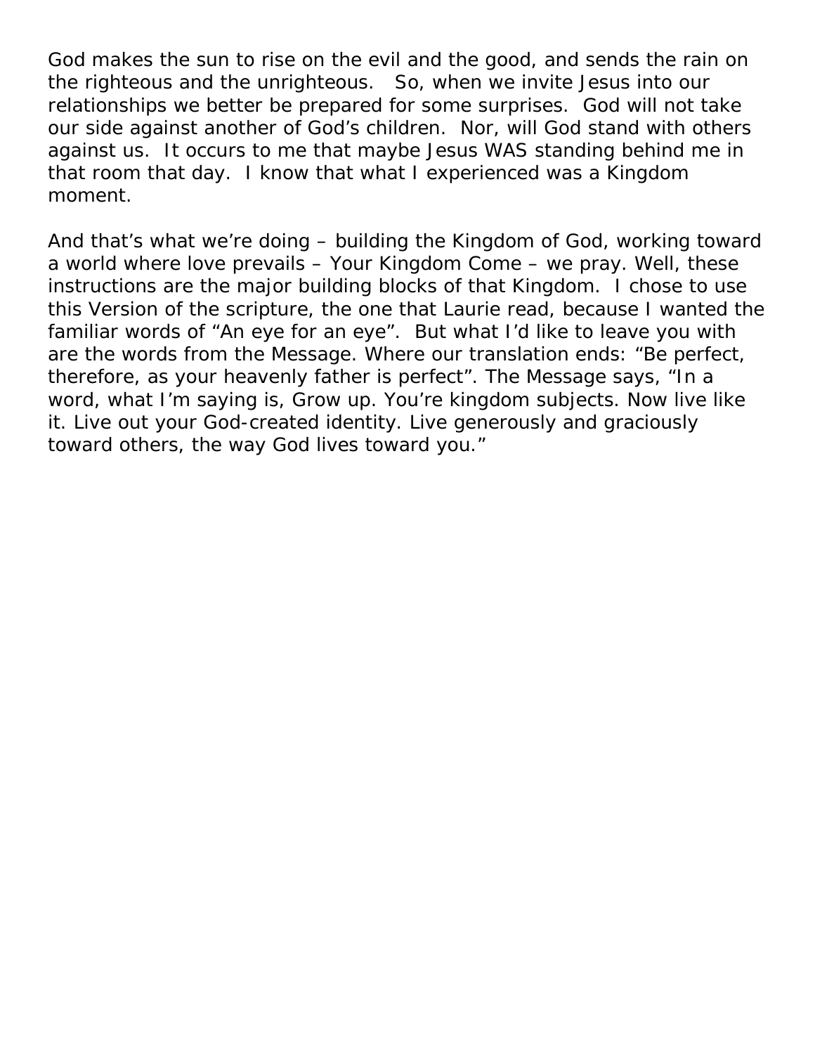God makes the sun to rise on the evil and the good, and sends the rain on the righteous and the unrighteous. So, when we invite Jesus into our relationships we better be prepared for some surprises. God will not take our side against another of God's children. Nor, will God stand with others against us. It occurs to me that maybe Jesus WAS standing behind me in that room that day. I know that what I experienced was a Kingdom moment.

And that's what we're doing – building the Kingdom of God, working toward a world where love prevails – Your Kingdom Come – we pray. Well, these instructions are the major building blocks of that Kingdom. I chose to use this Version of the scripture, the one that Laurie read, because I wanted the familiar words of "An eye for an eye". But what I'd like to leave you with are the words from the Message. Where our translation ends: "Be perfect, therefore, as your heavenly father is perfect". The Message says, "In a word, what I'm saying is, Grow up. You're kingdom subjects. Now live like it. Live out your God-created identity. Live generously and graciously toward others, the way God lives toward you."